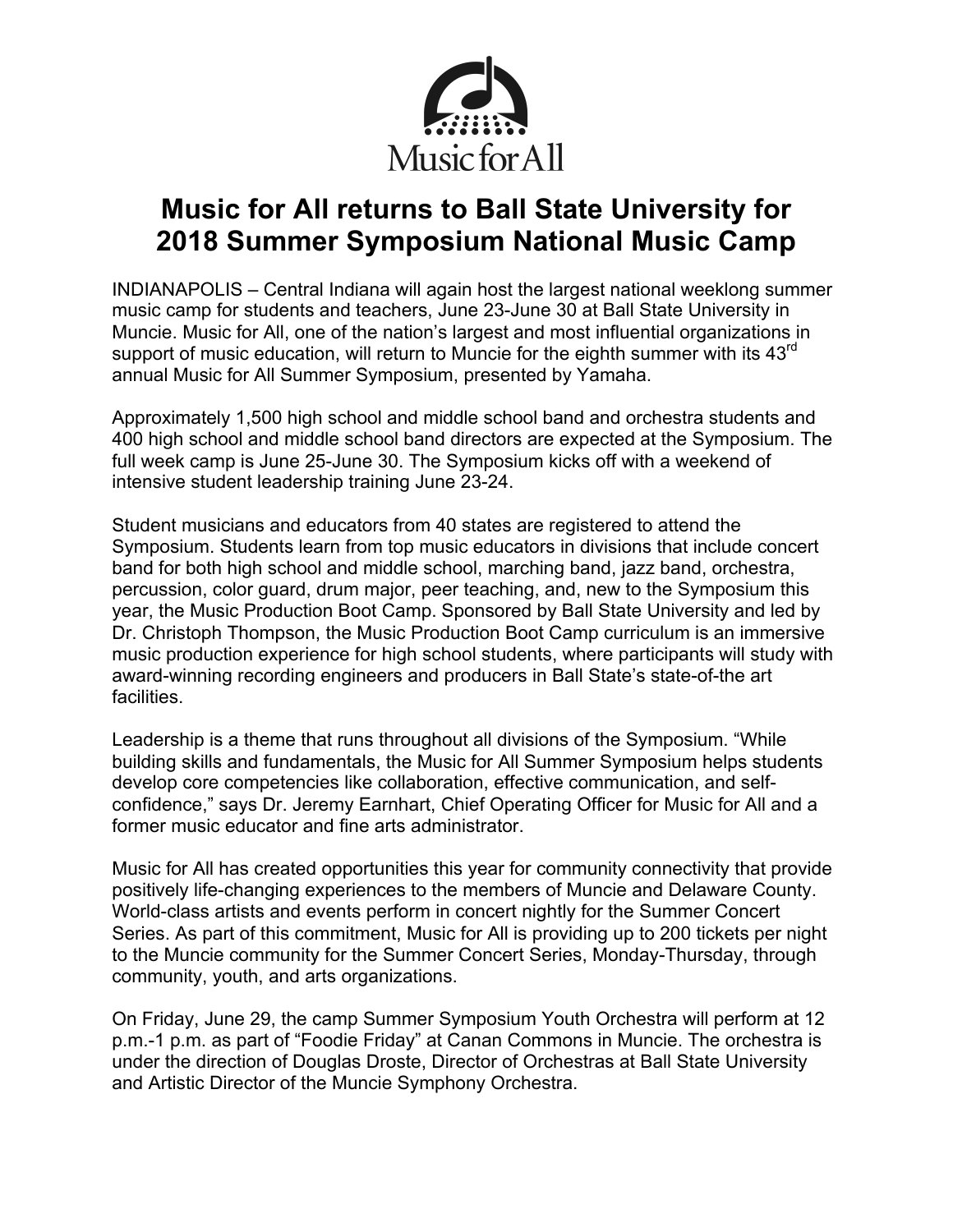Music for All

# Music for All returns to Ball State University for 2018 Summer Symposium National Music Camp

INDIANAPOLIS – Central Indiana will again host the largest national weeklong summer music camp for students and teachers, June 23-June 30 at Ball State University in Muncie. Music for All, one of the nation's largest and most influential organizations in support of music education, will return to Muncie for the eighth summer with its 43rd annual Music for All Summer Symposium, presented by Yamaha.

Approximately 1,500 high school and middle school band and orchestra students and 400 high school and middle school band directors are expected at the Symposium. The full week camp is June 25-June 30. The Symposium kicks off with a weekend of intensive student leadership training June 23-24.

Student musicians and educators from 40 states are registered to attend the Symposium. Students learn from top music educators in divisions that include concert band for both high school and middle school, marching band, jazz band, orchestra, percussion, color guard, drum major, peer teaching, and, new to the Symposium this year, the Music Production Boot Camp. Sponsored by Ball State University and led by Dr. Christoph Thompson, the Music Production Boot Camp curriculum is an immersive music production experience for high school students, where participants will study with award-winning recording engineers and producers in Ball State's state-of-the art facilities.

Leadership is a theme that runs throughout all divisions of the Symposium. "While building skills and fundamentals, the Music for All Summer Symposium helps students develop core competencies like collaboration, effective communication, and self-confidence," says Dr. Jeremy Earnhart, Chief Operating Officer for Music for All and a former music educator and fine arts administrator.

Music for All has created opportunities this year for community connectivity that provide positively life-changing experiences to the members of Muncie and Delaware County. World-class artists and events perform in concert nightly for the Summer Concert Series. As part of this commitment, Music for All is providing up to 200 tickets per night to the Muncie community for the Summer Concert Series, Monday-Thursday, through community, youth, and arts organizations.

On Friday, June 29, the camp Summer Symposium Youth Orchestra will perform at 12 p.m.-1 p.m. as part of "Foodie Friday" at Canan Commons in Muncie. The orchestra is under the direction of Douglas Droste, Director of Orchestras at Ball State University and Artistic Director of the Muncie Symphony Orchestra.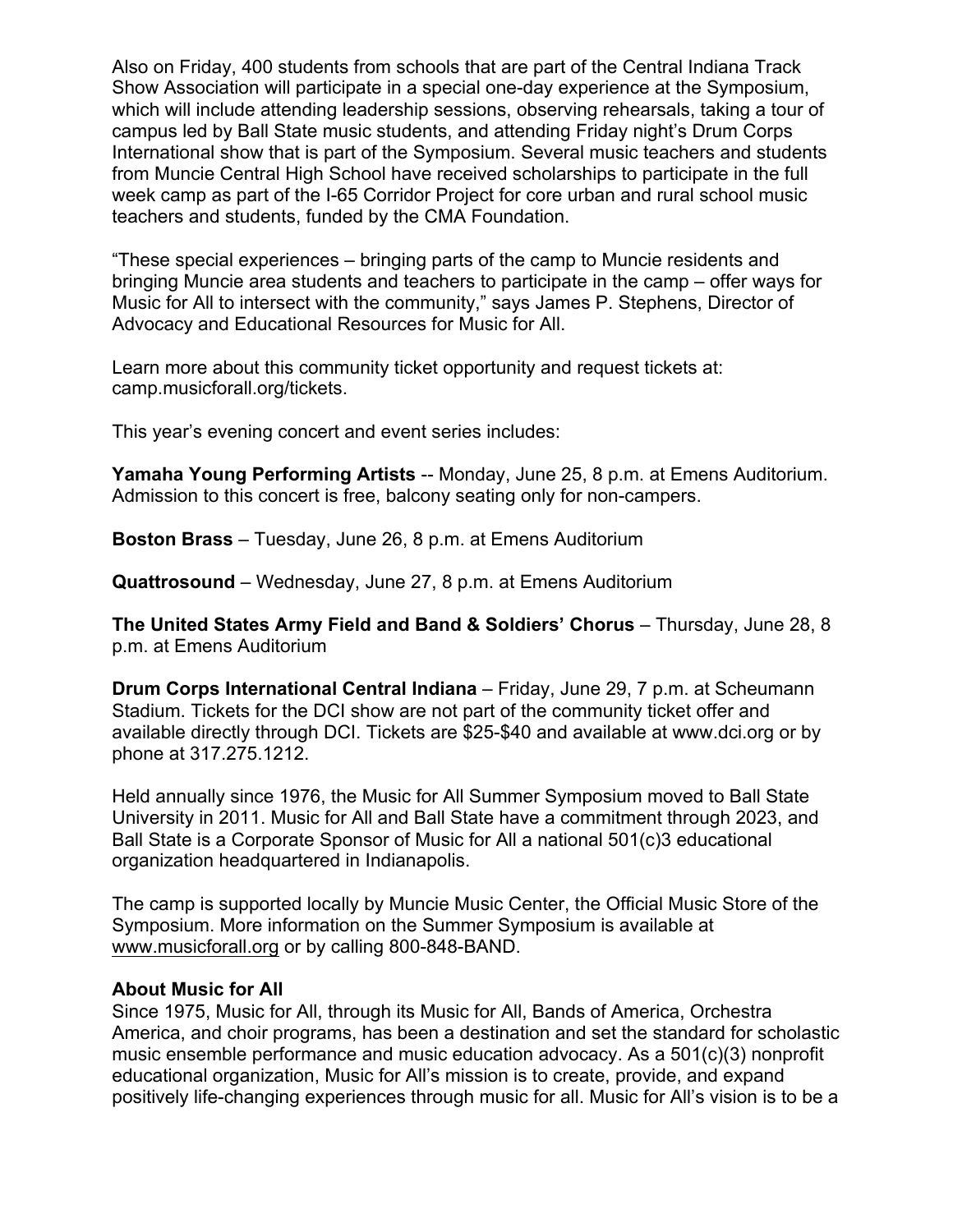Also on Friday, 400 students from schools that are part of the Central Indiana Track Show Association will participate in a special one-day experience at the Symposium, which will include attending leadership sessions, observing rehearsals, taking a tour of campus led by Ball State music students, and attending Friday night's Drum Corps International show that is part of the Symposium. Several music teachers and students from Muncie Central High School have received scholarships to participate in the full week camp as part of the I-65 Corridor Project for core urban and rural school music teachers and students, funded by the CMA Foundation.

"These special experiences – bringing parts of the camp to Muncie residents and bringing Muncie area students and teachers to participate in the camp – offer ways for Music for All to intersect with the community," says James P. Stephens, Director of Advocacy and Educational Resources for Music for All.

Learn more about this community ticket opportunity and request tickets at: camp.musicforall.org/tickets.

This year's evening concert and event series includes:

**Yamaha Young Performing Artists** -- Monday, June 25, 8 p.m. at Emens Auditorium. Admission to this concert is free, balcony seating only for non-campers.

**Boston Brass** – Tuesday, June 26, 8 p.m. at Emens Auditorium

**Quattrosound** – Wednesday, June 27, 8 p.m. at Emens Auditorium

**The United States Army Field and Band & Soldiers' Chorus** – Thursday, June 28, 8 p.m. at Emens Auditorium

**Drum Corps International Central Indiana** – Friday, June 29, 7 p.m. at Scheumann Stadium. Tickets for the DCI show are not part of the community ticket offer and available directly through DCI. Tickets are $25-$40 and available at www.dci.org or by phone at 317.275.1212.

Held annually since 1976, the Music for All Summer Symposium moved to Ball State University in 2011. Music for All and Ball State have a commitment through 2023, and Ball State is a Corporate Sponsor of Music for All a national 501(c)3 educational organization headquartered in Indianapolis.

The camp is supported locally by Muncie Music Center, the Official Music Store of the Symposium. More information on the Summer Symposium is available at www.musicforall.org or by calling 800-848-BAND.

**About Music for All**

Since 1975, Music for All, through its Music for All, Bands of America, Orchestra America, and choir programs, has been a destination and set the standard for scholastic music ensemble performance and music education advocacy. As a 501(c)(3) nonprofit educational organization, Music for All's mission is to create, provide, and expand positively life-changing experiences through music for all. Music for All's vision is to be a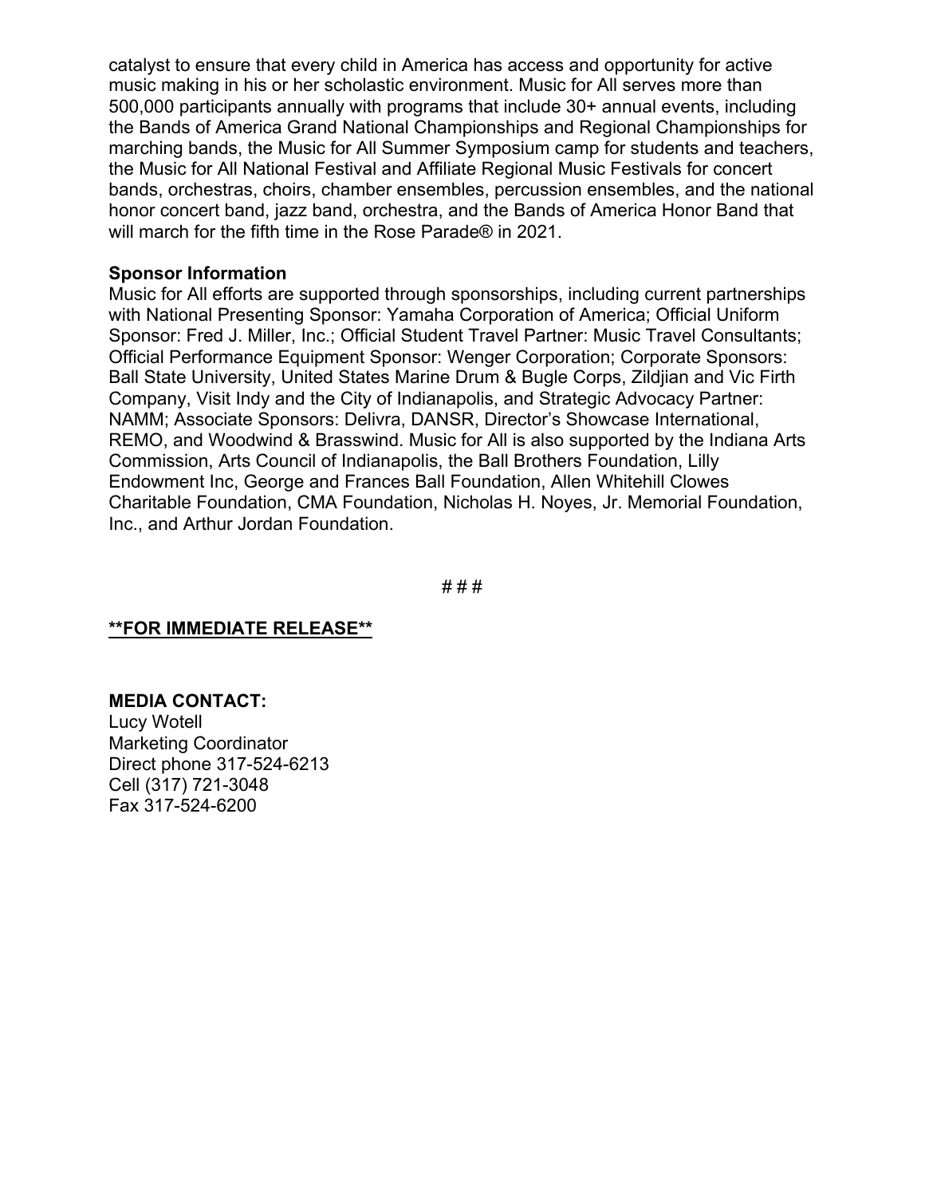catalyst to ensure that every child in America has access and opportunity for active music making in his or her scholastic environment. Music for All serves more than 500,000 participants annually with programs that include 30+ annual events, including the Bands of America Grand National Championships and Regional Championships for marching bands, the Music for All Summer Symposium camp for students and teachers, the Music for All National Festival and Affiliate Regional Music Festivals for concert bands, orchestras, choirs, chamber ensembles, percussion ensembles, and the national honor concert band, jazz band, orchestra, and the Bands of America Honor Band that will march for the fifth time in the Rose Parade® in 2021.

**Sponsor Information**

Music for All efforts are supported through sponsorships, including current partnerships with National Presenting Sponsor: Yamaha Corporation of America; Official Uniform Sponsor: Fred J. Miller, Inc.; Official Student Travel Partner: Music Travel Consultants; Official Performance Equipment Sponsor: Wenger Corporation; Corporate Sponsors: Ball State University, United States Marine Drum & Bugle Corps, Zildjian and Vic Firth Company, Visit Indy and the City of Indianapolis, and Strategic Advocacy Partner: NAMM; Associate Sponsors: Delivra, DANSR, Director's Showcase International, REMO, and Woodwind & Brasswind. Music for All is also supported by the Indiana Arts Commission, Arts Council of Indianapolis, the Ball Brothers Foundation, Lilly Endowment Inc, George and Frances Ball Foundation, Allen Whitehill Clowes Charitable Foundation, CMA Foundation, Nicholas H. Noyes, Jr. Memorial Foundation, Inc., and Arthur Jordan Foundation.

# # #

**<u>**FOR IMMEDIATE RELEASE**</u>**

**MEDIA CONTACT:**
Lucy Wotell
Marketing Coordinator
Direct phone 317-524-6213
Cell (317) 721-3048
Fax 317-524-6200